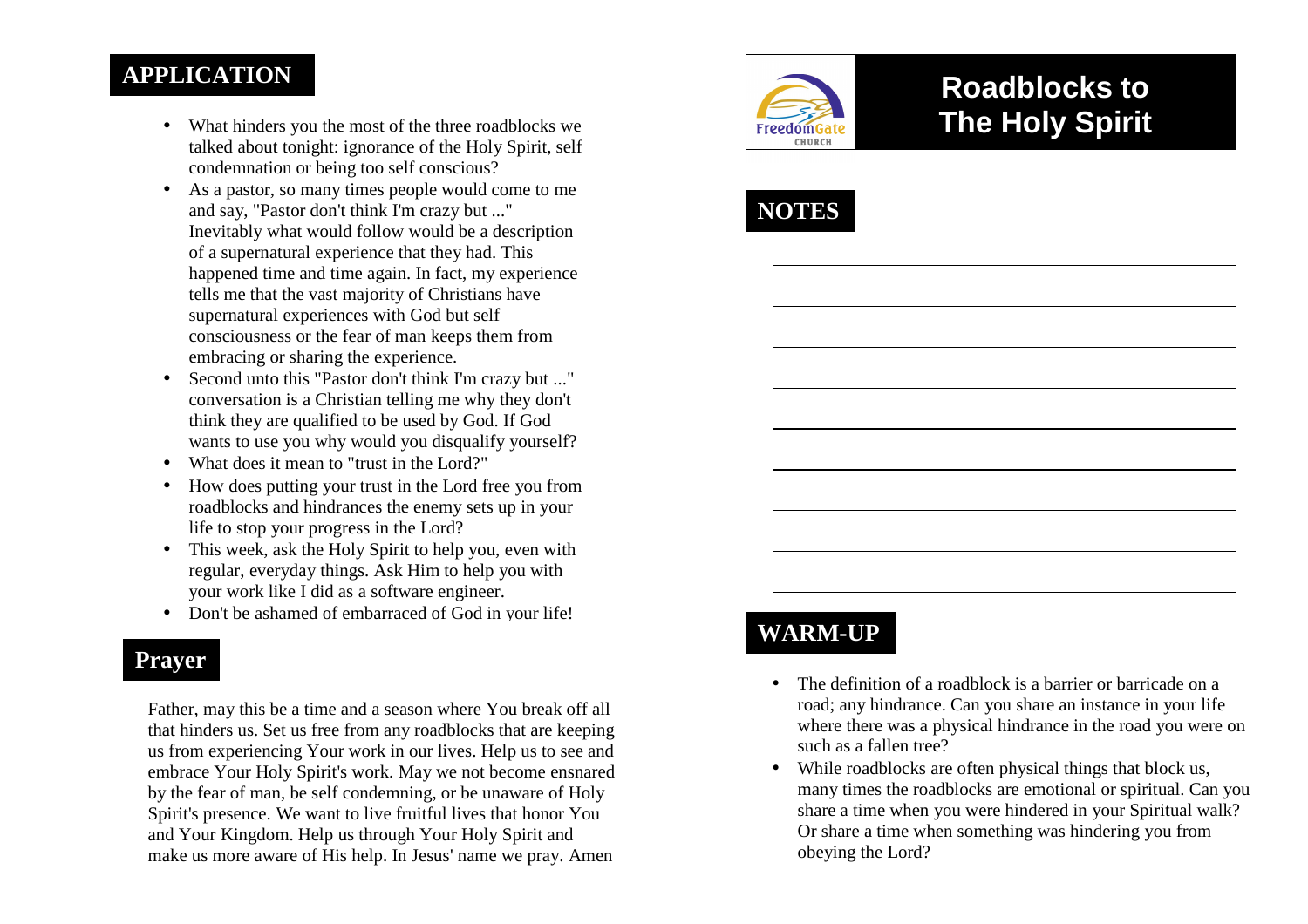## APPLICATION

- What hinders you the most of the three roadblocks we talked about tonight: ignorance of the Holy Spirit, self condemnation or being too self conscious?
- As a pastor, so many times people would come to me and say, "Pastor don't think I'm crazy but ..." Inevitably what would follow would be a description of a supernatural experience that they had. This happened time and time again. In fact, my experience tells me that the vast majority of Christians have supernatural experiences with God but self consciousness or the fear of man keeps them from embracing or sharing the experience.
- Second unto this "Pastor don't think I'm crazy but ..." conversation is a Christian telling me why they don't think they are qualified to be used by God. If God wants to use you why would you disqualify yourself?
- What does it mean to "trust in the Lord?"
- How does putting your trust in the Lord free you from roadblocks and hindrances the enemy sets up in your life to stop your progress in the Lord?
- This week, ask the Holy Spirit to help you, even with regular, everyday things. Ask Him to help you with your work like I did as a software engineer.
- Don't be ashamed of embarraced of God in your life!

## Prayer

Father, may this be a time and a season where You break off all that hinders us. Set us free from any roadblocks that are keeping us from experiencing Your work in our lives. Help us to see and embrace Your Holy Spirit's work. May we not become ensnared by the fear of man, be self condemning, or be unaware of Holy Spirit's presence. We want to live fruitful lives that honor You and Your Kingdom. Help us through Your Holy Spirit and make us more aware of His help. In Jesus' name we pray. Amen

FreedomGate CHURCH

# Roadblocks to The Holy Spirit

## NOTES

______________________________

______________________________

______________________________

______________________________

______________________________

______________________________

______________________________

______________________________

______________________________

## WARM-UP

- The definition of a roadblock is a barrier or barricade on a road; any hindrance. Can you share an instance in your life where there was a physical hindrance in the road you were on such as a fallen tree?
- While roadblocks are often physical things that block us, many times the roadblocks are emotional or spiritual. Can you share a time when you were hindered in your Spiritual walk? Or share a time when something was hindering you from obeying the Lord?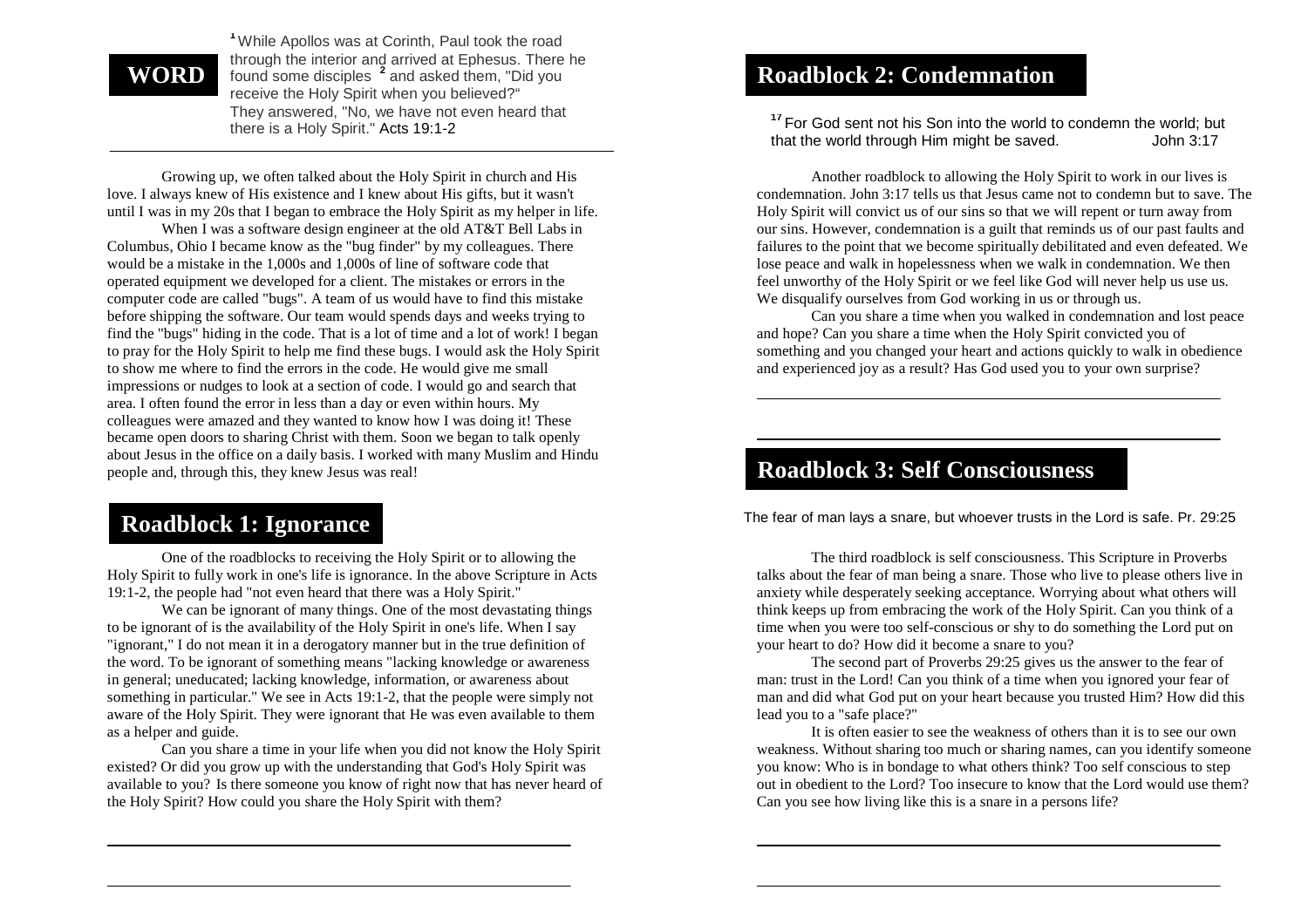## WORD

[1] While Apollos was at Corinth, Paul took the road through the interior and arrived at Ephesus. There he found some disciples [2] and asked them, "Did you receive the Holy Spirit when you believed?" They answered, "No, we have not even heard that there is a Holy Spirit." Acts 19:1-2

Growing up, we often talked about the Holy Spirit in church and His love. I always knew of His existence and I knew about His gifts, but it wasn't until I was in my 20s that I began to embrace the Holy Spirit as my helper in life.

When I was a software design engineer at the old AT&T Bell Labs in Columbus, Ohio I became know as the "bug finder" by my colleagues. There would be a mistake in the 1,000s and 1,000s of line of software code that operated equipment we developed for a client. The mistakes or errors in the computer code are called "bugs". A team of us would have to find this mistake before shipping the software. Our team would spends days and weeks trying to find the "bugs" hiding in the code. That is a lot of time and a lot of work! I began to pray for the Holy Spirit to help me find these bugs. I would ask the Holy Spirit to show me where to find the errors in the code. He would give me small impressions or nudges to look at a section of code. I would go and search that area. I often found the error in less than a day or even within hours. My colleagues were amazed and they wanted to know how I was doing it! These became open doors to sharing Christ with them. Soon we began to talk openly about Jesus in the office on a daily basis. I worked with many Muslim and Hindu people and, through this, they knew Jesus was real!

## Roadblock 1: Ignorance

One of the roadblocks to receiving the Holy Spirit or to allowing the Holy Spirit to fully work in one's life is ignorance. In the above Scripture in Acts 19:1-2, the people had "not even heard that there was a Holy Spirit."

We can be ignorant of many things. One of the most devastating things to be ignorant of is the availability of the Holy Spirit in one's life. When I say "ignorant," I do not mean it in a derogatory manner but in the true definition of the word. To be ignorant of something means "lacking knowledge or awareness in general; uneducated; lacking knowledge, information, or awareness about something in particular." We see in Acts 19:1-2, that the people were simply not aware of the Holy Spirit. They were ignorant that He was even available to them as a helper and guide.

Can you share a time in your life when you did not know the Holy Spirit existed? Or did you grow up with the understanding that God's Holy Spirit was available to you? Is there someone you know of right now that has never heard of the Holy Spirit? How could you share the Holy Spirit with them?

## Roadblock 2: Condemnation

[17] For God sent not his Son into the world to condemn the world; but that the world through Him might be saved. John 3:17

Another roadblock to allowing the Holy Spirit to work in our lives is condemnation. John 3:17 tells us that Jesus came not to condemn but to save. The Holy Spirit will convict us of our sins so that we will repent or turn away from our sins. However, condemnation is a guilt that reminds us of our past faults and failures to the point that we become spiritually debilitated and even defeated. We lose peace and walk in hopelessness when we walk in condemnation. We then feel unworthy of the Holy Spirit or we feel like God will never help us use us. We disqualify ourselves from God working in us or through us.

Can you share a time when you walked in condemnation and lost peace and hope? Can you share a time when the Holy Spirit convicted you of something and you changed your heart and actions quickly to walk in obedience and experienced joy as a result? Has God used you to your own surprise?

## Roadblock 3: Self Consciousness

The fear of man lays a snare, but whoever trusts in the Lord is safe. Pr. 29:25

The third roadblock is self consciousness. This Scripture in Proverbs talks about the fear of man being a snare. Those who live to please others live in anxiety while desperately seeking acceptance. Worrying about what others will think keeps up from embracing the work of the Holy Spirit. Can you think of a time when you were too self-conscious or shy to do something the Lord put on your heart to do? How did it become a snare to you?

The second part of Proverbs 29:25 gives us the answer to the fear of man: trust in the Lord! Can you think of a time when you ignored your fear of man and did what God put on your heart because you trusted Him? How did this lead you to a "safe place?"

It is often easier to see the weakness of others than it is to see our own weakness. Without sharing too much or sharing names, can you identify someone you know: Who is in bondage to what others think? Too self conscious to step out in obedient to the Lord? Too insecure to know that the Lord would use them? Can you see how living like this is a snare in a persons life?